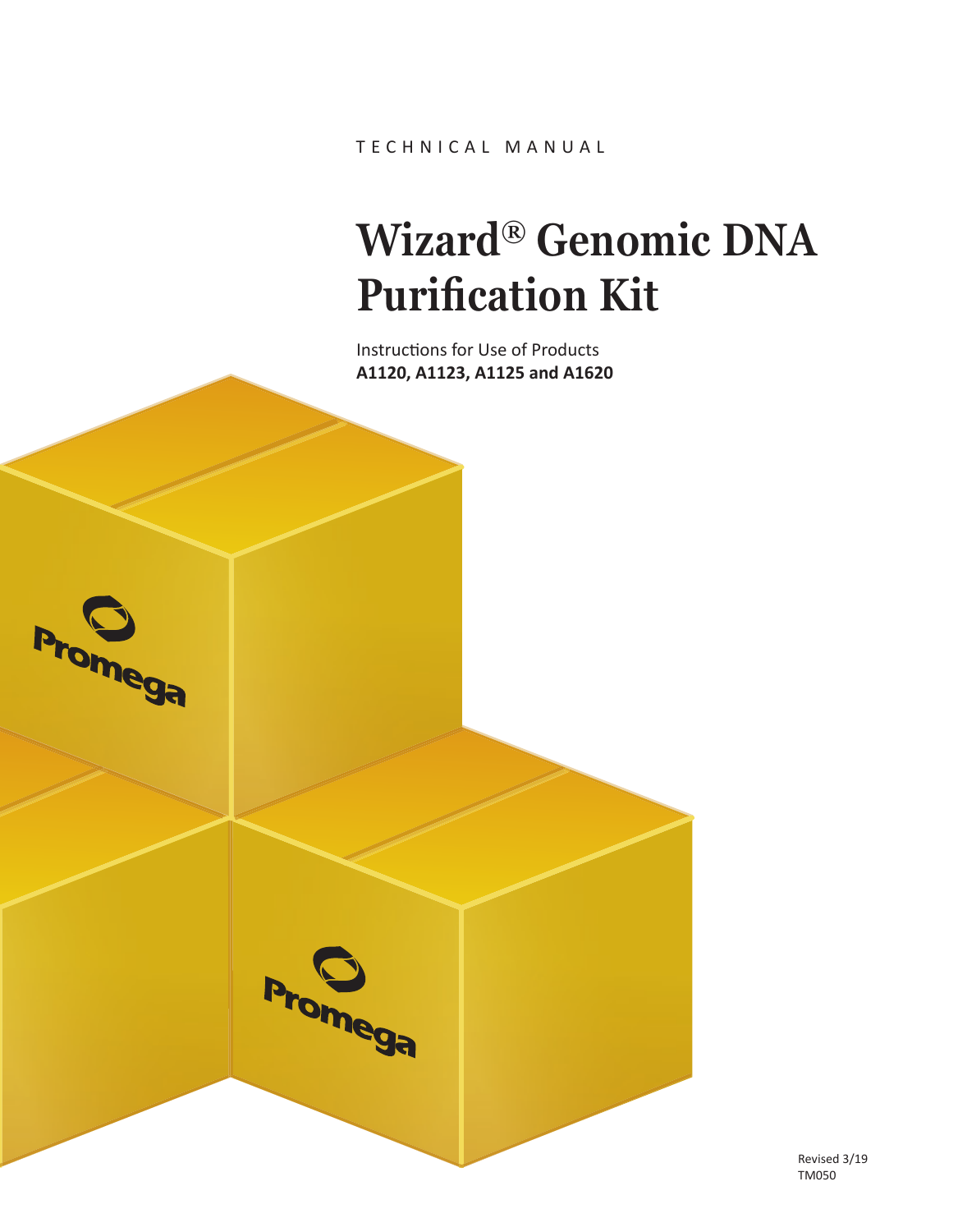TECHNICAL MANUAL

# Wizard® Genomic DNA Purification Kit

Instructions for Use of Products
**A1120, A1123, A1125 and A1620**

Revised 3/19
TM050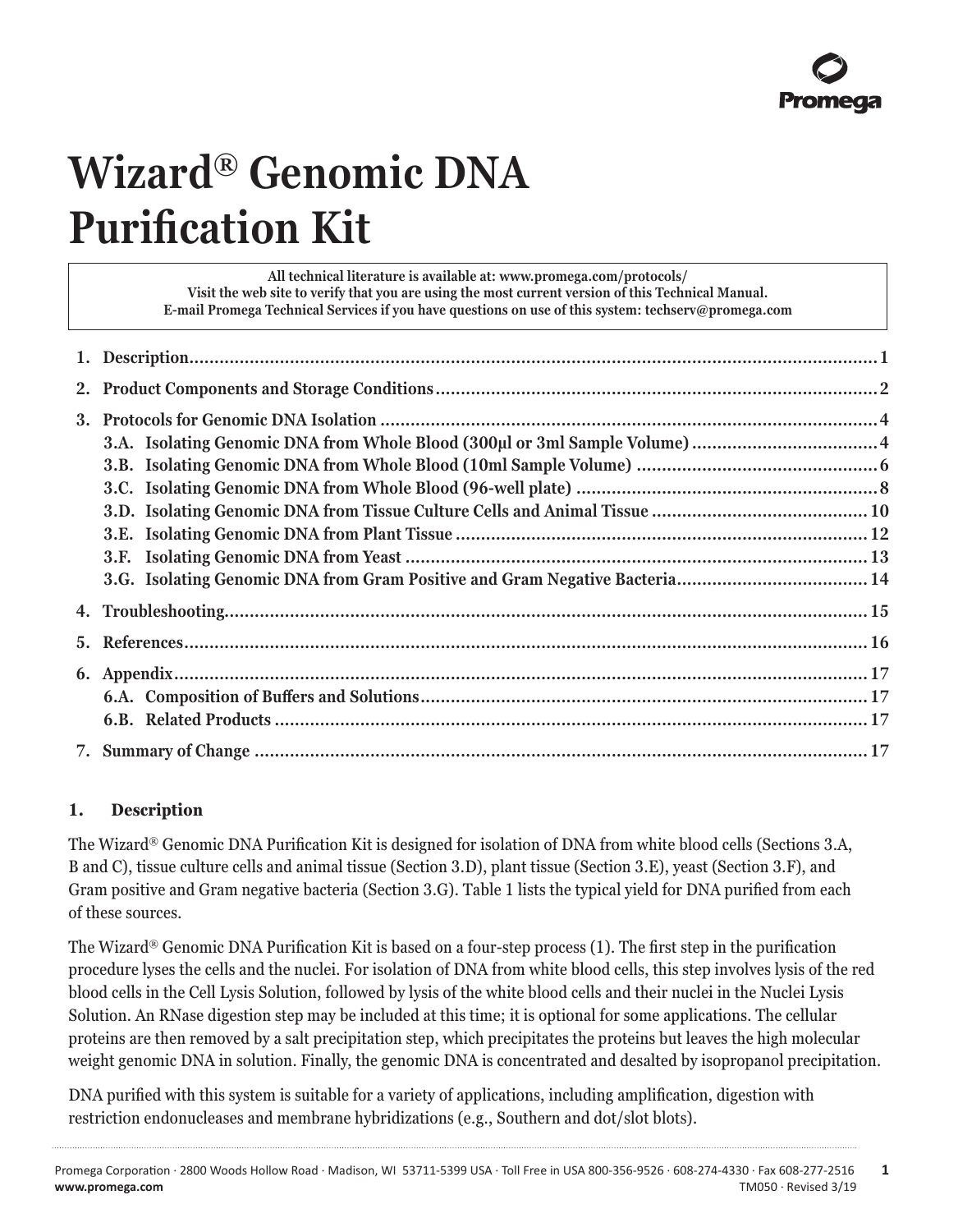# Wizard® Genomic DNA Purification Kit

**All technical literature is available at: www.promega.com/protocols/**
**Visit the web site to verify that you are using the most current version of this Technical Manual.**
**E-mail Promega Technical Services if you have questions on use of this system: techserv@promega.com**

1. Description........................................................................................................................................1
2. Product Components and Storage Conditions........................................................................................2
3. Protocols for Genomic DNA Isolation...................................................................................................4
   - 3.A. Isolating Genomic DNA from Whole Blood (300µl or 3ml Sample Volume)......................................4
   - 3.B. Isolating Genomic DNA from Whole Blood (10ml Sample Volume)..................................................6
   - 3.C. Isolating Genomic DNA from Whole Blood (96-well plate)............................................................8
   - 3.D. Isolating Genomic DNA from Tissue Culture Cells and Animal Tissue..........................................10
   - 3.E. Isolating Genomic DNA from Plant Tissue..................................................................................12
   - 3.F. Isolating Genomic DNA from Yeast............................................................................................13
   - 3.G. Isolating Genomic DNA from Gram Positive and Gram Negative Bacteria.......................................14
4. Troubleshooting...............................................................................................................................15
5. References.......................................................................................................................................16
6. Appendix..........................................................................................................................................17
   - 6.A. Composition of Buffers and Solutions.........................................................................................17
   - 6.B. Related Products.......................................................................................................................17
7. Summary of Change..........................................................................................................................17

## 1. Description

The Wizard® Genomic DNA Purification Kit is designed for isolation of DNA from white blood cells (Sections 3.A, B and C), tissue culture cells and animal tissue (Section 3.D), plant tissue (Section 3.E), yeast (Section 3.F), and Gram positive and Gram negative bacteria (Section 3.G). Table 1 lists the typical yield for DNA purified from each of these sources.

The Wizard® Genomic DNA Purification Kit is based on a four-step process (1). The first step in the purification procedure lyses the cells and the nuclei. For isolation of DNA from white blood cells, this step involves lysis of the red blood cells in the Cell Lysis Solution, followed by lysis of the white blood cells and their nuclei in the Nuclei Lysis Solution. An RNase digestion step may be included at this time; it is optional for some applications. The cellular proteins are then removed by a salt precipitation step, which precipitates the proteins but leaves the high molecular weight genomic DNA in solution. Finally, the genomic DNA is concentrated and desalted by isopropanol precipitation.

DNA purified with this system is suitable for a variety of applications, including amplification, digestion with restriction endonucleases and membrane hybridizations (e.g., Southern and dot/slot blots).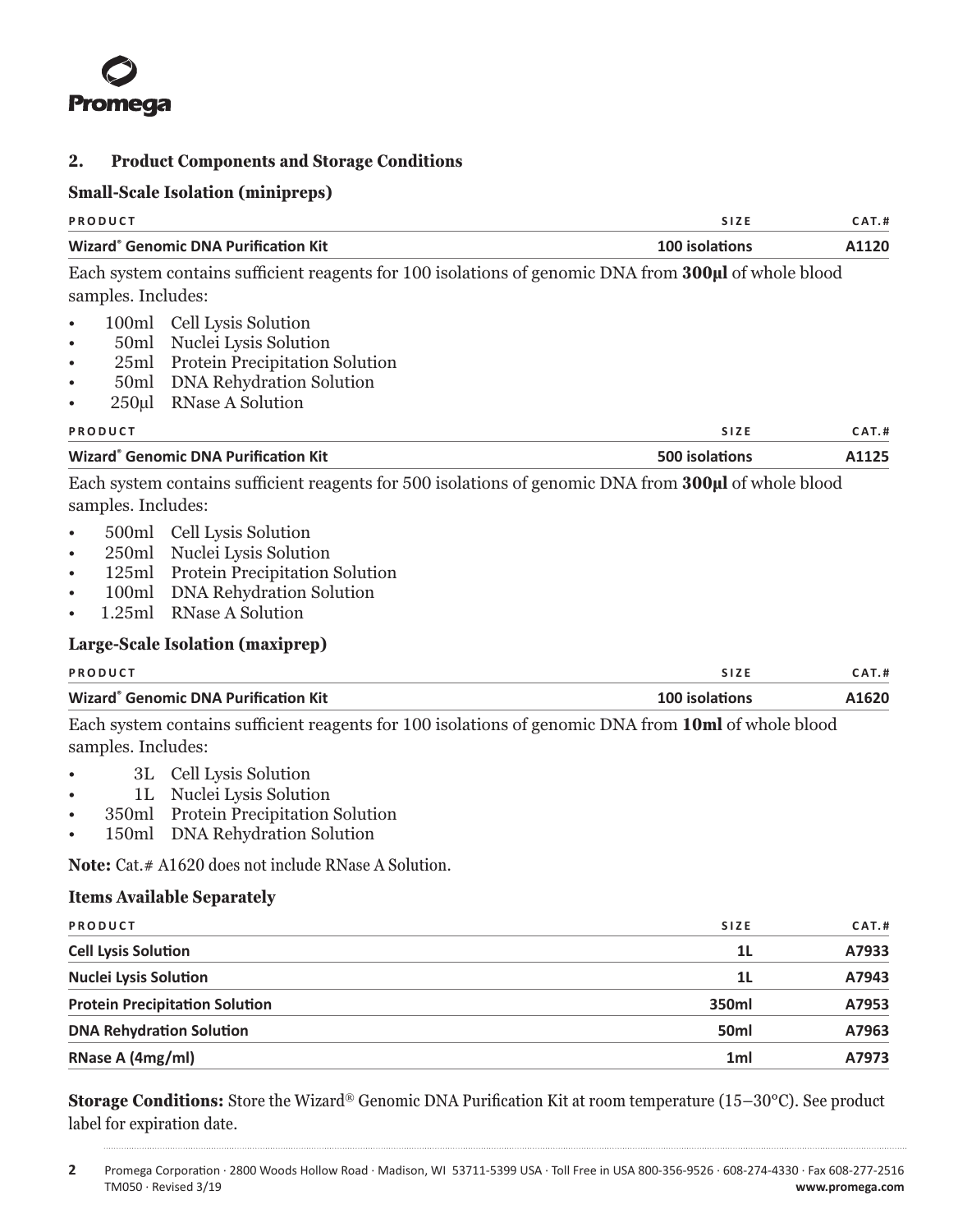## 2. Product Components and Storage Conditions

### Small-Scale Isolation (minipreps)

| PRODUCT | SIZE | CAT.# |
|---|---|---|
| **Wizard® Genomic DNA Purification Kit** | **100 isolations** | **A1120** |

Each system contains sufficient reagents for 100 isolations of genomic DNA from **300µl** of whole blood samples. Includes:

- 100ml Cell Lysis Solution
- 50ml Nuclei Lysis Solution
- 25ml Protein Precipitation Solution
- 50ml DNA Rehydration Solution
- 250µl RNase A Solution

| PRODUCT | SIZE | CAT.# |
|---|---|---|
| **Wizard® Genomic DNA Purification Kit** | **500 isolations** | **A1125** |

Each system contains sufficient reagents for 500 isolations of genomic DNA from **300µl** of whole blood samples. Includes:

- 500ml Cell Lysis Solution
- 250ml Nuclei Lysis Solution
- 125ml Protein Precipitation Solution
- 100ml DNA Rehydration Solution
- 1.25ml RNase A Solution

### Large-Scale Isolation (maxiprep)

| PRODUCT | SIZE | CAT.# |
|---|---|---|
| **Wizard® Genomic DNA Purification Kit** | **100 isolations** | **A1620** |

Each system contains sufficient reagents for 100 isolations of genomic DNA from **10ml** of whole blood samples. Includes:

- 3L Cell Lysis Solution
- 1L Nuclei Lysis Solution
- 350ml Protein Precipitation Solution
- 150ml DNA Rehydration Solution

**Note:** Cat.# A1620 does not include RNase A Solution.

### Items Available Separately

| PRODUCT | SIZE | CAT.# |
|---|---|---|
| **Cell Lysis Solution** | **1L** | **A7933** |
| **Nuclei Lysis Solution** | **1L** | **A7943** |
| **Protein Precipitation Solution** | **350ml** | **A7953** |
| **DNA Rehydration Solution** | **50ml** | **A7963** |
| **RNase A (4mg/ml)** | **1ml** | **A7973** |

**Storage Conditions:** Store the Wizard® Genomic DNA Purification Kit at room temperature (15–30°C). See product label for expiration date.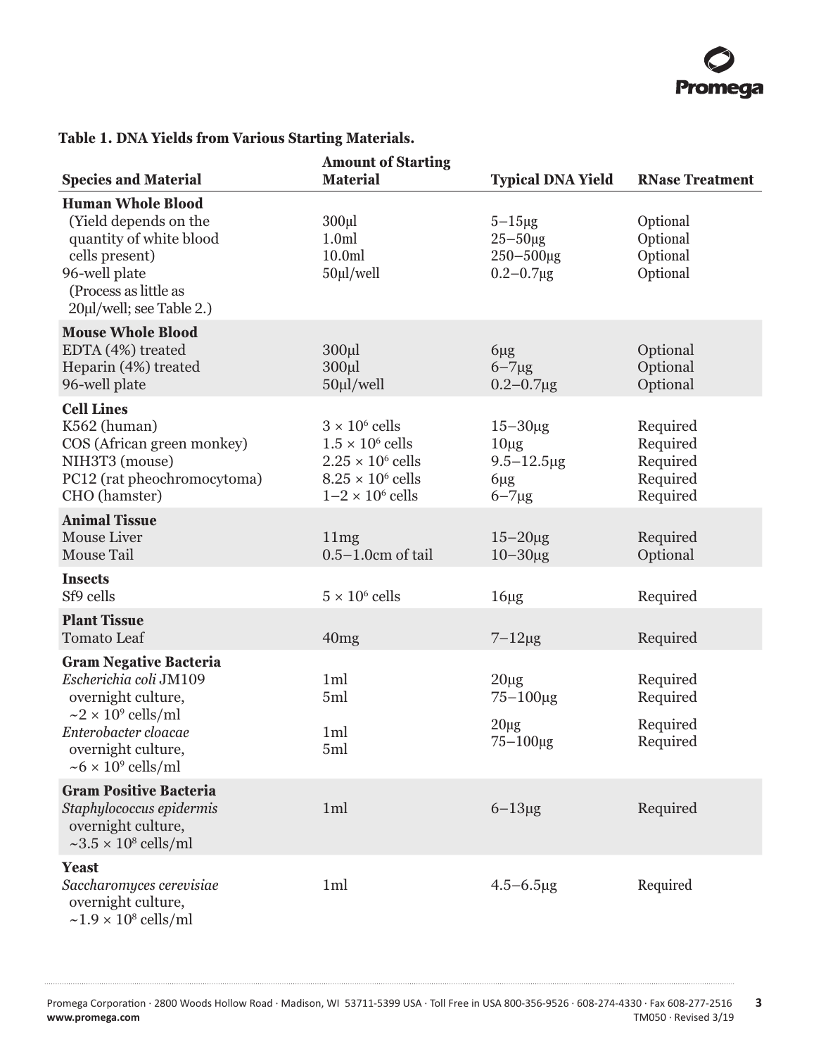**Table 1. DNA Yields from Various Starting Materials.**

| Species and Material | Amount of Starting Material | Typical DNA Yield | RNase Treatment |
|---|---|---|---|
| **Human Whole Blood** | | | |
| (Yield depends on the quantity of white blood cells present) | 300µl | 5–15µg | Optional |
| | 1.0ml | 25–50µg | Optional |
| | 10.0ml | 250–500µg | Optional |
| 96-well plate (Process as little as 20µl/well; see Table 2.) | 50µl/well | 0.2–0.7µg | Optional |
| **Mouse Whole Blood** | | | |
| EDTA (4%) treated | 300µl | 6µg | Optional |
| Heparin (4%) treated | 300µl | 6–7µg | Optional |
| 96-well plate | 50µl/well | 0.2–0.7µg | Optional |
| **Cell Lines** | | | |
| K562 (human) | $3 \times 10^6$ cells | 15–30µg | Required |
| COS (African green monkey) | $1.5 \times 10^6$ cells | 10µg | Required |
| NIH3T3 (mouse) | $2.25 \times 10^6$ cells | 9.5–12.5µg | Required |
| PC12 (rat pheochromocytoma) | $8.25 \times 10^6$ cells | 6µg | Required |
| CHO (hamster) | $1–2 \times 10^6$ cells | 6–7µg | Required |
| **Animal Tissue** | | | |
| Mouse Liver | 11mg | 15–20µg | Required |
| Mouse Tail | 0.5–1.0cm of tail | 10–30µg | Optional |
| **Insects** | | | |
| Sf9 cells | $5 \times 10^6$ cells | 16µg | Required |
| **Plant Tissue** | | | |
| Tomato Leaf | 40mg | 7–12µg | Required |
| **Gram Negative Bacteria** | | | |
| *Escherichia coli* JM109 overnight culture, $\sim 2 \times 10^9$ cells/ml | 1ml | 20µg | Required |
| | 5ml | 75–100µg | Required |
| *Enterobacter cloacae* overnight culture, $\sim 6 \times 10^9$ cells/ml | 1ml | 20µg | Required |
| | 5ml | 75–100µg | Required |
| **Gram Positive Bacteria** | | | |
| *Staphylococcus epidermis* overnight culture, $\sim 3.5 \times 10^8$ cells/ml | 1ml | 6–13µg | Required |
| **Yeast** | | | |
| *Saccharomyces cerevisiae* overnight culture, $\sim 1.9 \times 10^8$ cells/ml | 1ml | 4.5–6.5µg | Required |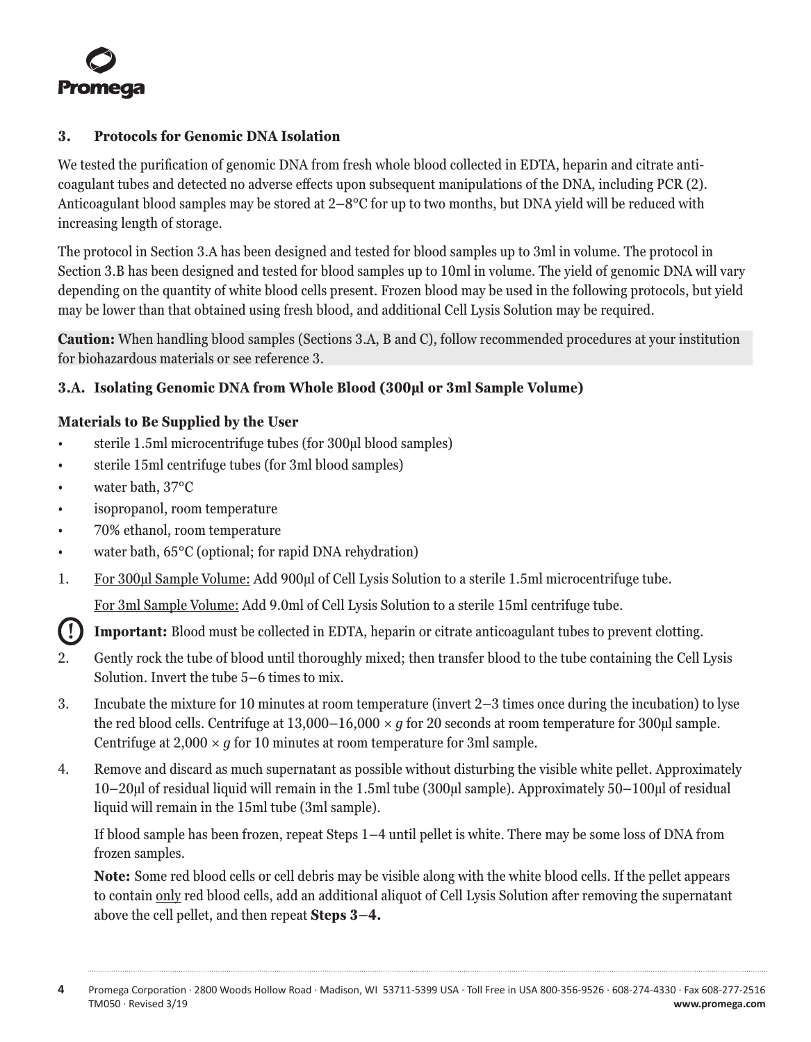## 3. Protocols for Genomic DNA Isolation

We tested the purification of genomic DNA from fresh whole blood collected in EDTA, heparin and citrate anti-coagulant tubes and detected no adverse effects upon subsequent manipulations of the DNA, including PCR (2). Anticoagulant blood samples may be stored at 2–8°C for up to two months, but DNA yield will be reduced with increasing length of storage.

The protocol in Section 3.A has been designed and tested for blood samples up to 3ml in volume. The protocol in Section 3.B has been designed and tested for blood samples up to 10ml in volume. The yield of genomic DNA will vary depending on the quantity of white blood cells present. Frozen blood may be used in the following protocols, but yield may be lower than that obtained using fresh blood, and additional Cell Lysis Solution may be required.

**Caution:** When handling blood samples (Sections 3.A, B and C), follow recommended procedures at your institution for biohazardous materials or see reference 3.

### 3.A. Isolating Genomic DNA from Whole Blood (300µl or 3ml Sample Volume)

**Materials to Be Supplied by the User**

- sterile 1.5ml microcentrifuge tubes (for 300µl blood samples)
- sterile 15ml centrifuge tubes (for 3ml blood samples)
- water bath, 37°C
- isopropanol, room temperature
- 70% ethanol, room temperature
- water bath, 65°C (optional; for rapid DNA rehydration)

1. For 300µl Sample Volume: Add 900µl of Cell Lysis Solution to a sterile 1.5ml microcentrifuge tube.

   For 3ml Sample Volume: Add 9.0ml of Cell Lysis Solution to a sterile 15ml centrifuge tube.

   **Important:** Blood must be collected in EDTA, heparin or citrate anticoagulant tubes to prevent clotting.

2. Gently rock the tube of blood until thoroughly mixed; then transfer blood to the tube containing the Cell Lysis Solution. Invert the tube 5–6 times to mix.

3. Incubate the mixture for 10 minutes at room temperature (invert 2–3 times once during the incubation) to lyse the red blood cells. Centrifuge at 13,000–16,000 × *g* for 20 seconds at room temperature for 300µl sample. Centrifuge at 2,000 × *g* for 10 minutes at room temperature for 3ml sample.

4. Remove and discard as much supernatant as possible without disturbing the visible white pellet. Approximately 10–20µl of residual liquid will remain in the 1.5ml tube (300µl sample). Approximately 50–100µl of residual liquid will remain in the 15ml tube (3ml sample).

   If blood sample has been frozen, repeat Steps 1–4 until pellet is white. There may be some loss of DNA from frozen samples.

   **Note:** Some red blood cells or cell debris may be visible along with the white blood cells. If the pellet appears to contain only red blood cells, add an additional aliquot of Cell Lysis Solution after removing the supernatant above the cell pellet, and then repeat **Steps 3–4.**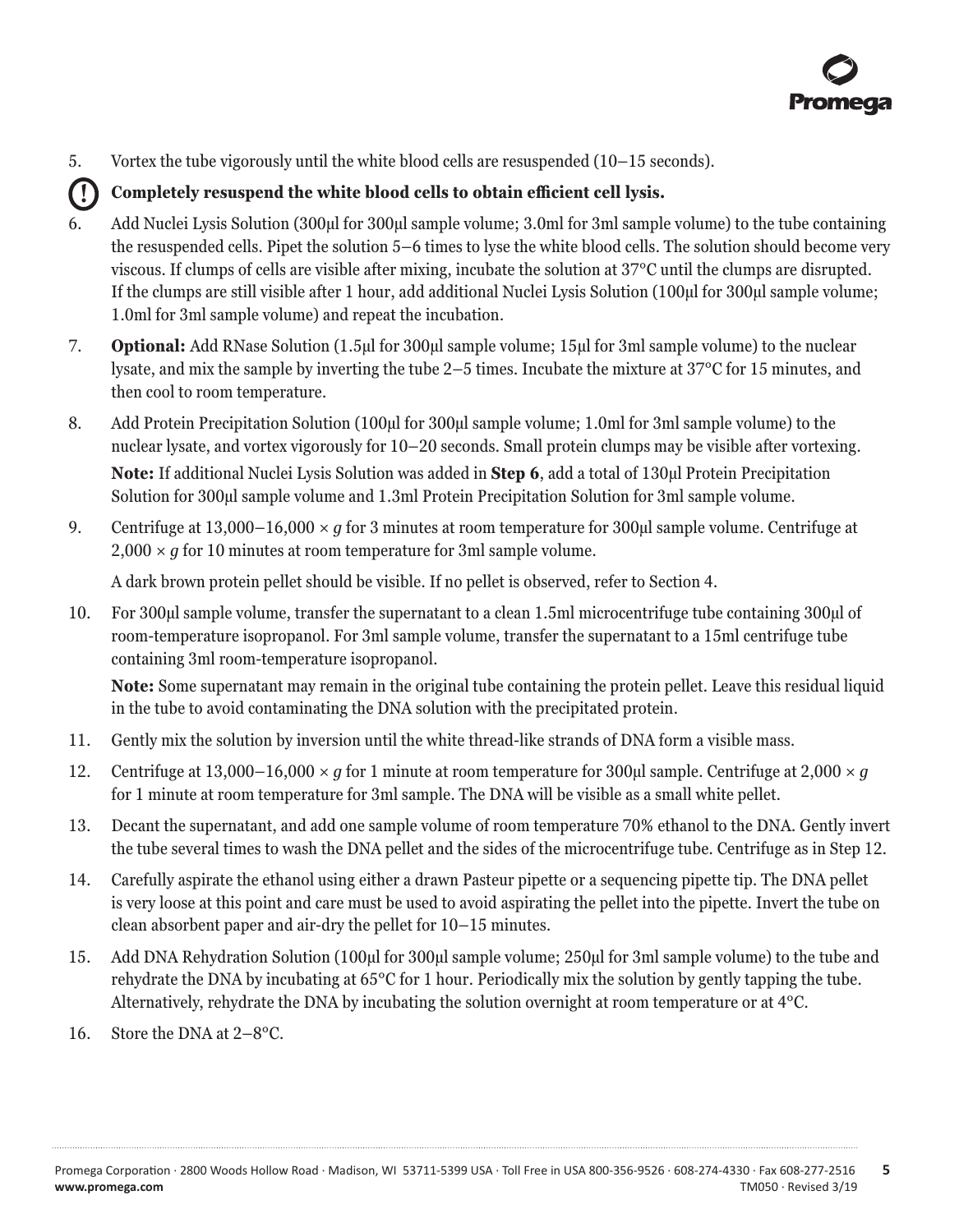5. Vortex the tube vigorously until the white blood cells are resuspended (10–15 seconds).

**(!) Completely resuspend the white blood cells to obtain efficient cell lysis.**

6. Add Nuclei Lysis Solution (300µl for 300µl sample volume; 3.0ml for 3ml sample volume) to the tube containing the resuspended cells. Pipet the solution 5–6 times to lyse the white blood cells. The solution should become very viscous. If clumps of cells are visible after mixing, incubate the solution at 37°C until the clumps are disrupted. If the clumps are still visible after 1 hour, add additional Nuclei Lysis Solution (100µl for 300µl sample volume; 1.0ml for 3ml sample volume) and repeat the incubation.

7. **Optional:** Add RNase Solution (1.5µl for 300µl sample volume; 15µl for 3ml sample volume) to the nuclear lysate, and mix the sample by inverting the tube 2–5 times. Incubate the mixture at 37°C for 15 minutes, and then cool to room temperature.

8. Add Protein Precipitation Solution (100µl for 300µl sample volume; 1.0ml for 3ml sample volume) to the nuclear lysate, and vortex vigorously for 10–20 seconds. Small protein clumps may be visible after vortexing.

   **Note:** If additional Nuclei Lysis Solution was added in **Step 6**, add a total of 130µl Protein Precipitation Solution for 300µl sample volume and 1.3ml Protein Precipitation Solution for 3ml sample volume.

9. Centrifuge at 13,000–16,000 × *g* for 3 minutes at room temperature for 300µl sample volume. Centrifuge at 2,000 × *g* for 10 minutes at room temperature for 3ml sample volume.

   A dark brown protein pellet should be visible. If no pellet is observed, refer to Section 4.

10. For 300µl sample volume, transfer the supernatant to a clean 1.5ml microcentrifuge tube containing 300µl of room-temperature isopropanol. For 3ml sample volume, transfer the supernatant to a 15ml centrifuge tube containing 3ml room-temperature isopropanol.

    **Note:** Some supernatant may remain in the original tube containing the protein pellet. Leave this residual liquid in the tube to avoid contaminating the DNA solution with the precipitated protein.

11. Gently mix the solution by inversion until the white thread-like strands of DNA form a visible mass.

12. Centrifuge at 13,000–16,000 × *g* for 1 minute at room temperature for 300µl sample. Centrifuge at 2,000 × *g* for 1 minute at room temperature for 3ml sample. The DNA will be visible as a small white pellet.

13. Decant the supernatant, and add one sample volume of room temperature 70% ethanol to the DNA. Gently invert the tube several times to wash the DNA pellet and the sides of the microcentrifuge tube. Centrifuge as in Step 12.

14. Carefully aspirate the ethanol using either a drawn Pasteur pipette or a sequencing pipette tip. The DNA pellet is very loose at this point and care must be used to avoid aspirating the pellet into the pipette. Invert the tube on clean absorbent paper and air-dry the pellet for 10–15 minutes.

15. Add DNA Rehydration Solution (100µl for 300µl sample volume; 250µl for 3ml sample volume) to the tube and rehydrate the DNA by incubating at 65°C for 1 hour. Periodically mix the solution by gently tapping the tube. Alternatively, rehydrate the DNA by incubating the solution overnight at room temperature or at 4°C.

16. Store the DNA at 2–8°C.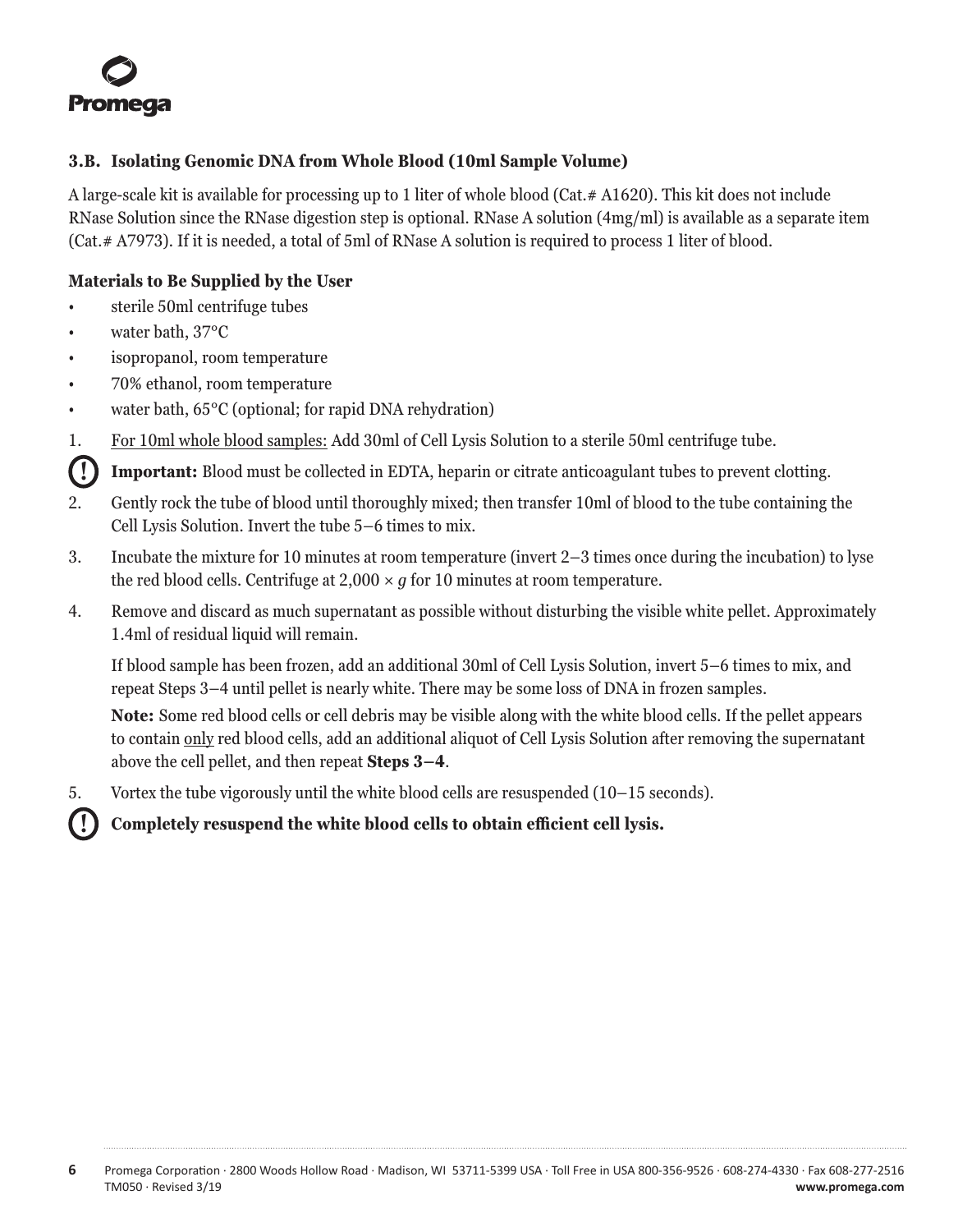### 3.B. Isolating Genomic DNA from Whole Blood (10ml Sample Volume)

A large-scale kit is available for processing up to 1 liter of whole blood (Cat.# A1620). This kit does not include RNase Solution since the RNase digestion step is optional. RNase A solution (4mg/ml) is available as a separate item (Cat.# A7973). If it is needed, a total of 5ml of RNase A solution is required to process 1 liter of blood.

**Materials to Be Supplied by the User**

- sterile 50ml centrifuge tubes
- water bath, 37°C
- isopropanol, room temperature
- 70% ethanol, room temperature
- water bath, 65°C (optional; for rapid DNA rehydration)

1. For 10ml whole blood samples: Add 30ml of Cell Lysis Solution to a sterile 50ml centrifuge tube.

   **Important:** Blood must be collected in EDTA, heparin or citrate anticoagulant tubes to prevent clotting.

2. Gently rock the tube of blood until thoroughly mixed; then transfer 10ml of blood to the tube containing the Cell Lysis Solution. Invert the tube 5–6 times to mix.
3. Incubate the mixture for 10 minutes at room temperature (invert 2–3 times once during the incubation) to lyse the red blood cells. Centrifuge at 2,000 × *g* for 10 minutes at room temperature.
4. Remove and discard as much supernatant as possible without disturbing the visible white pellet. Approximately 1.4ml of residual liquid will remain.

   If blood sample has been frozen, add an additional 30ml of Cell Lysis Solution, invert 5–6 times to mix, and repeat Steps 3–4 until pellet is nearly white. There may be some loss of DNA in frozen samples.

   **Note:** Some red blood cells or cell debris may be visible along with the white blood cells. If the pellet appears to contain only red blood cells, add an additional aliquot of Cell Lysis Solution after removing the supernatant above the cell pellet, and then repeat **Steps 3–4**.

5. Vortex the tube vigorously until the white blood cells are resuspended (10–15 seconds).

   **Completely resuspend the white blood cells to obtain efficient cell lysis.**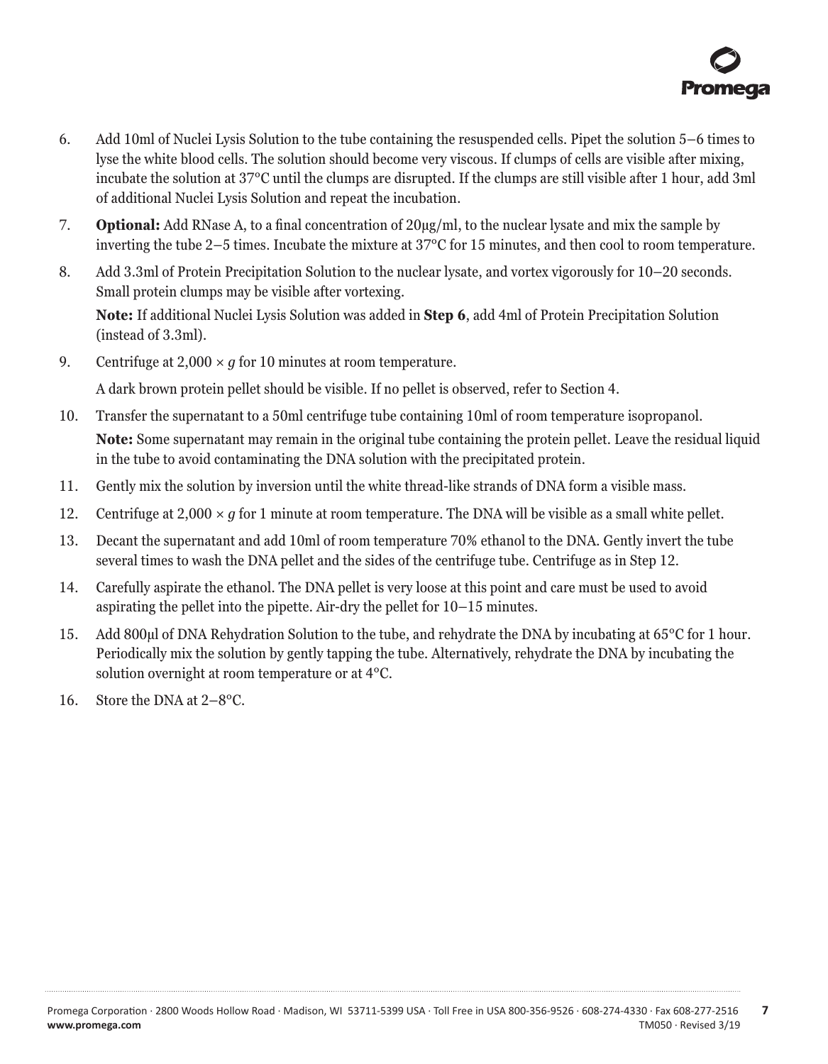6. Add 10ml of Nuclei Lysis Solution to the tube containing the resuspended cells. Pipet the solution 5–6 times to lyse the white blood cells. The solution should become very viscous. If clumps of cells are visible after mixing, incubate the solution at 37°C until the clumps are disrupted. If the clumps are still visible after 1 hour, add 3ml of additional Nuclei Lysis Solution and repeat the incubation.

7. **Optional:** Add RNase A, to a final concentration of 20µg/ml, to the nuclear lysate and mix the sample by inverting the tube 2–5 times. Incubate the mixture at 37°C for 15 minutes, and then cool to room temperature.

8. Add 3.3ml of Protein Precipitation Solution to the nuclear lysate, and vortex vigorously for 10–20 seconds. Small protein clumps may be visible after vortexing.

   **Note:** If additional Nuclei Lysis Solution was added in **Step 6**, add 4ml of Protein Precipitation Solution (instead of 3.3ml).

9. Centrifuge at $2,000 \times g$ for 10 minutes at room temperature.

   A dark brown protein pellet should be visible. If no pellet is observed, refer to Section 4.

10. Transfer the supernatant to a 50ml centrifuge tube containing 10ml of room temperature isopropanol.

    **Note:** Some supernatant may remain in the original tube containing the protein pellet. Leave the residual liquid in the tube to avoid contaminating the DNA solution with the precipitated protein.

11. Gently mix the solution by inversion until the white thread-like strands of DNA form a visible mass.

12. Centrifuge at $2,000 \times g$ for 1 minute at room temperature. The DNA will be visible as a small white pellet.

13. Decant the supernatant and add 10ml of room temperature 70% ethanol to the DNA. Gently invert the tube several times to wash the DNA pellet and the sides of the centrifuge tube. Centrifuge as in Step 12.

14. Carefully aspirate the ethanol. The DNA pellet is very loose at this point and care must be used to avoid aspirating the pellet into the pipette. Air-dry the pellet for 10–15 minutes.

15. Add 800µl of DNA Rehydration Solution to the tube, and rehydrate the DNA by incubating at 65°C for 1 hour. Periodically mix the solution by gently tapping the tube. Alternatively, rehydrate the DNA by incubating the solution overnight at room temperature or at 4°C.

16. Store the DNA at 2–8°C.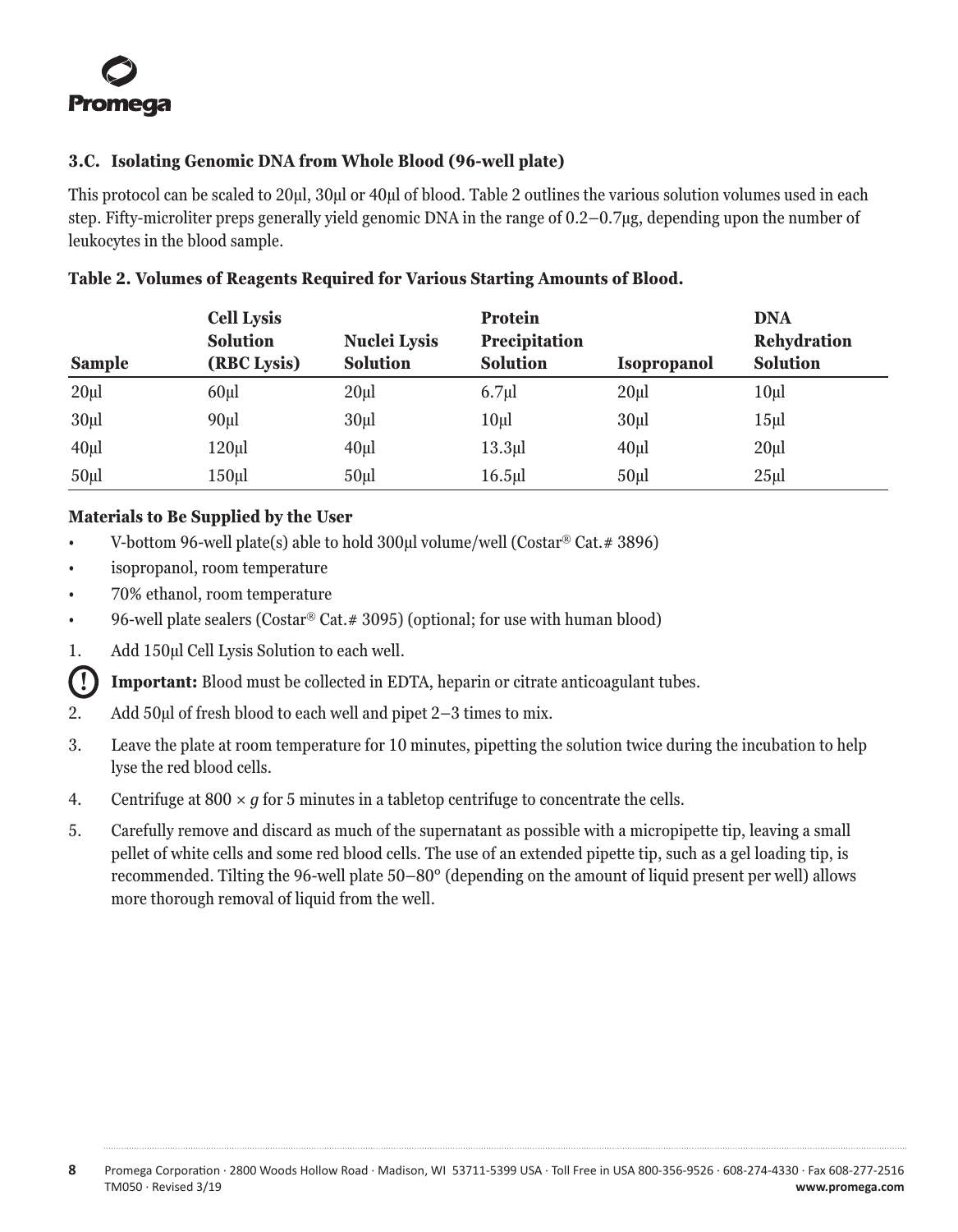### 3.C. Isolating Genomic DNA from Whole Blood (96-well plate)

This protocol can be scaled to 20µl, 30µl or 40µl of blood. Table 2 outlines the various solution volumes used in each step. Fifty-microliter preps generally yield genomic DNA in the range of 0.2–0.7µg, depending upon the number of leukocytes in the blood sample.

**Table 2. Volumes of Reagents Required for Various Starting Amounts of Blood.**

| Sample | Cell Lysis Solution (RBC Lysis) | Nuclei Lysis Solution | Protein Precipitation Solution | Isopropanol | DNA Rehydration Solution |
|---|---|---|---|---|---|
| 20µl | 60µl | 20µl | 6.7µl | 20µl | 10µl |
| 30µl | 90µl | 30µl | 10µl | 30µl | 15µl |
| 40µl | 120µl | 40µl | 13.3µl | 40µl | 20µl |
| 50µl | 150µl | 50µl | 16.5µl | 50µl | 25µl |

**Materials to Be Supplied by the User**

- V-bottom 96-well plate(s) able to hold 300µl volume/well (Costar® Cat.# 3896)
- isopropanol, room temperature
- 70% ethanol, room temperature
- 96-well plate sealers (Costar® Cat.# 3095) (optional; for use with human blood)

1. Add 150µl Cell Lysis Solution to each well.

   **Important:** Blood must be collected in EDTA, heparin or citrate anticoagulant tubes.

2. Add 50µl of fresh blood to each well and pipet 2–3 times to mix.
3. Leave the plate at room temperature for 10 minutes, pipetting the solution twice during the incubation to help lyse the red blood cells.
4. Centrifuge at 800 × *g* for 5 minutes in a tabletop centrifuge to concentrate the cells.
5. Carefully remove and discard as much of the supernatant as possible with a micropipette tip, leaving a small pellet of white cells and some red blood cells. The use of an extended pipette tip, such as a gel loading tip, is recommended. Tilting the 96-well plate 50–80° (depending on the amount of liquid present per well) allows more thorough removal of liquid from the well.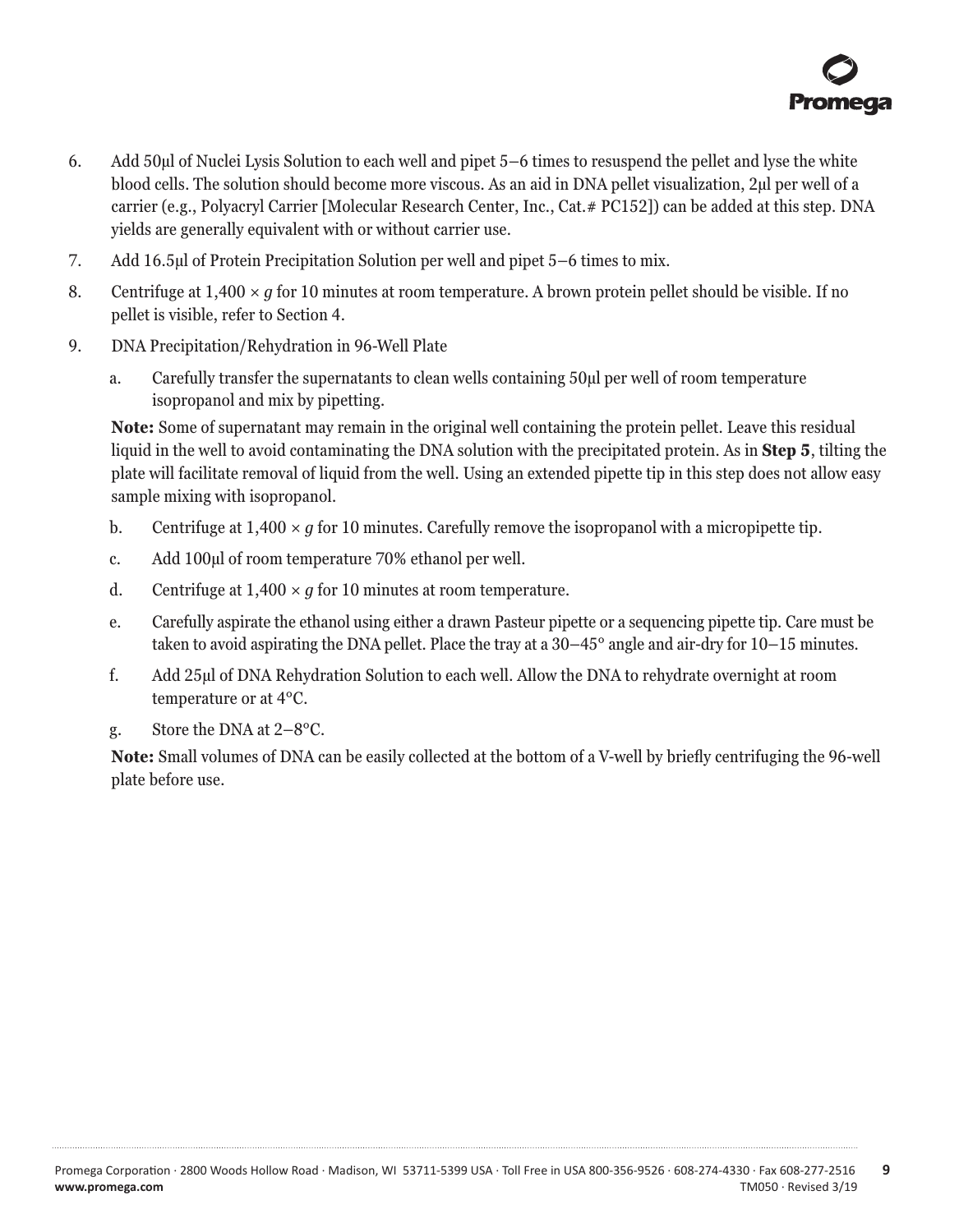6. Add 50µl of Nuclei Lysis Solution to each well and pipet 5–6 times to resuspend the pellet and lyse the white blood cells. The solution should become more viscous. As an aid in DNA pellet visualization, 2µl per well of a carrier (e.g., Polyacryl Carrier [Molecular Research Center, Inc., Cat.# PC152]) can be added at this step. DNA yields are generally equivalent with or without carrier use.
7. Add 16.5µl of Protein Precipitation Solution per well and pipet 5–6 times to mix.
8. Centrifuge at 1,400 × *g* for 10 minutes at room temperature. A brown protein pellet should be visible. If no pellet is visible, refer to Section 4.
9. DNA Precipitation/Rehydration in 96-Well Plate
   a. Carefully transfer the supernatants to clean wells containing 50µl per well of room temperature isopropanol and mix by pipetting.

   **Note:** Some of supernatant may remain in the original well containing the protein pellet. Leave this residual liquid in the well to avoid contaminating the DNA solution with the precipitated protein. As in **Step 5**, tilting the plate will facilitate removal of liquid from the well. Using an extended pipette tip in this step does not allow easy sample mixing with isopropanol.

   b. Centrifuge at 1,400 × *g* for 10 minutes. Carefully remove the isopropanol with a micropipette tip.
   c. Add 100µl of room temperature 70% ethanol per well.
   d. Centrifuge at 1,400 × *g* for 10 minutes at room temperature.
   e. Carefully aspirate the ethanol using either a drawn Pasteur pipette or a sequencing pipette tip. Care must be taken to avoid aspirating the DNA pellet. Place the tray at a 30–45° angle and air-dry for 10–15 minutes.
   f. Add 25µl of DNA Rehydration Solution to each well. Allow the DNA to rehydrate overnight at room temperature or at 4°C.
   g. Store the DNA at 2–8°C.

   **Note:** Small volumes of DNA can be easily collected at the bottom of a V-well by briefly centrifuging the 96-well plate before use.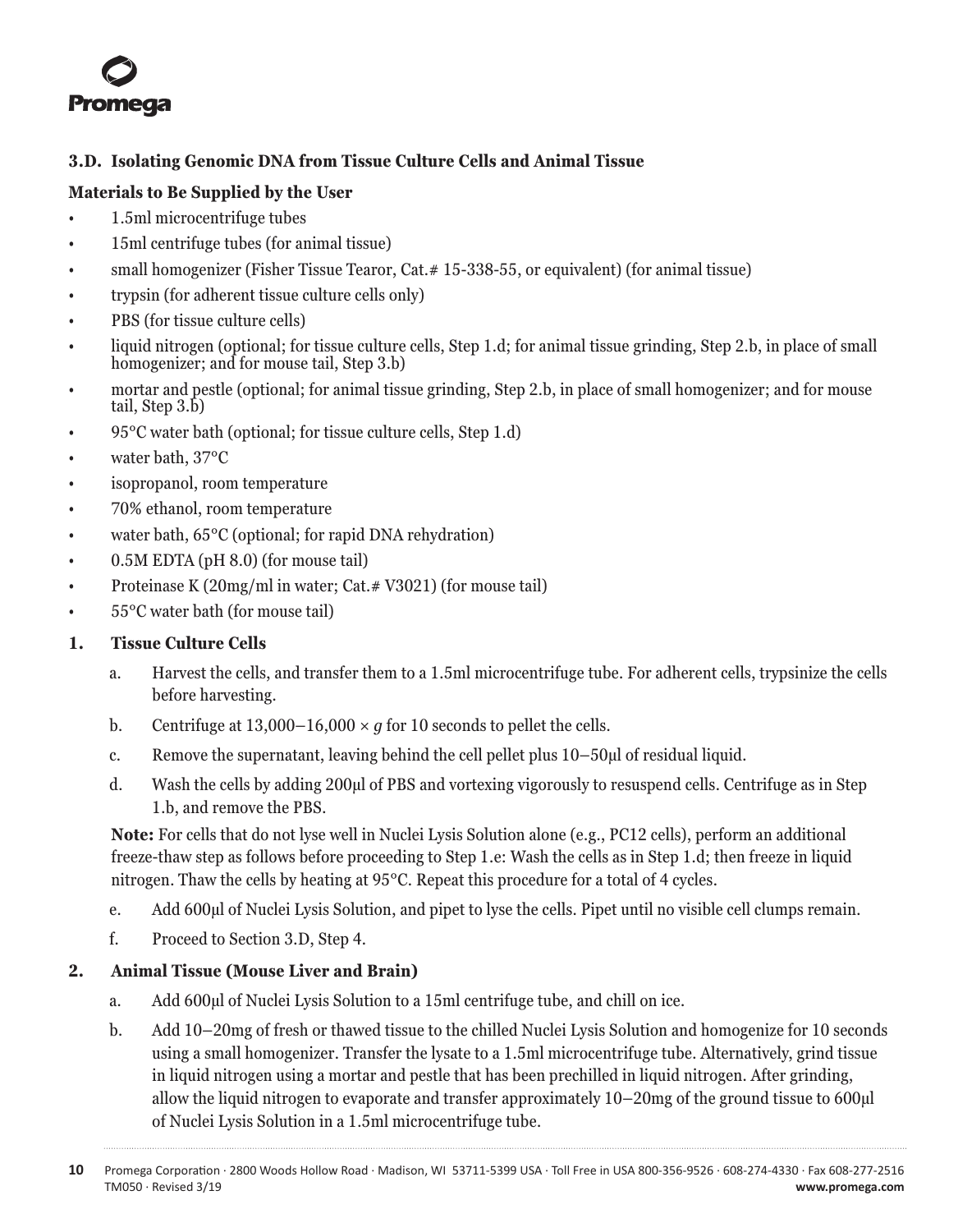### 3.D. Isolating Genomic DNA from Tissue Culture Cells and Animal Tissue

**Materials to Be Supplied by the User**

- 1.5ml microcentrifuge tubes
- 15ml centrifuge tubes (for animal tissue)
- small homogenizer (Fisher Tissue Tearor, Cat.# 15-338-55, or equivalent) (for animal tissue)
- trypsin (for adherent tissue culture cells only)
- PBS (for tissue culture cells)
- liquid nitrogen (optional; for tissue culture cells, Step 1.d; for animal tissue grinding, Step 2.b, in place of small homogenizer; and for mouse tail, Step 3.b)
- mortar and pestle (optional; for animal tissue grinding, Step 2.b, in place of small homogenizer; and for mouse tail, Step 3.b)
- 95°C water bath (optional; for tissue culture cells, Step 1.d)
- water bath, 37°C
- isopropanol, room temperature
- 70% ethanol, room temperature
- water bath, 65°C (optional; for rapid DNA rehydration)
- 0.5M EDTA (pH 8.0) (for mouse tail)
- Proteinase K (20mg/ml in water; Cat.# V3021) (for mouse tail)
- 55°C water bath (for mouse tail)

**1. Tissue Culture Cells**

a. Harvest the cells, and transfer them to a 1.5ml microcentrifuge tube. For adherent cells, trypsinize the cells before harvesting.

b. Centrifuge at 13,000–16,000 × *g* for 10 seconds to pellet the cells.

c. Remove the supernatant, leaving behind the cell pellet plus 10–50µl of residual liquid.

d. Wash the cells by adding 200µl of PBS and vortexing vigorously to resuspend cells. Centrifuge as in Step 1.b, and remove the PBS.

**Note:** For cells that do not lyse well in Nuclei Lysis Solution alone (e.g., PC12 cells), perform an additional freeze-thaw step as follows before proceeding to Step 1.e: Wash the cells as in Step 1.d; then freeze in liquid nitrogen. Thaw the cells by heating at 95°C. Repeat this procedure for a total of 4 cycles.

e. Add 600µl of Nuclei Lysis Solution, and pipet to lyse the cells. Pipet until no visible cell clumps remain.

f. Proceed to Section 3.D, Step 4.

**2. Animal Tissue (Mouse Liver and Brain)**

a. Add 600µl of Nuclei Lysis Solution to a 15ml centrifuge tube, and chill on ice.

b. Add 10–20mg of fresh or thawed tissue to the chilled Nuclei Lysis Solution and homogenize for 10 seconds using a small homogenizer. Transfer the lysate to a 1.5ml microcentrifuge tube. Alternatively, grind tissue in liquid nitrogen using a mortar and pestle that has been prechilled in liquid nitrogen. After grinding, allow the liquid nitrogen to evaporate and transfer approximately 10–20mg of the ground tissue to 600µl of Nuclei Lysis Solution in a 1.5ml microcentrifuge tube.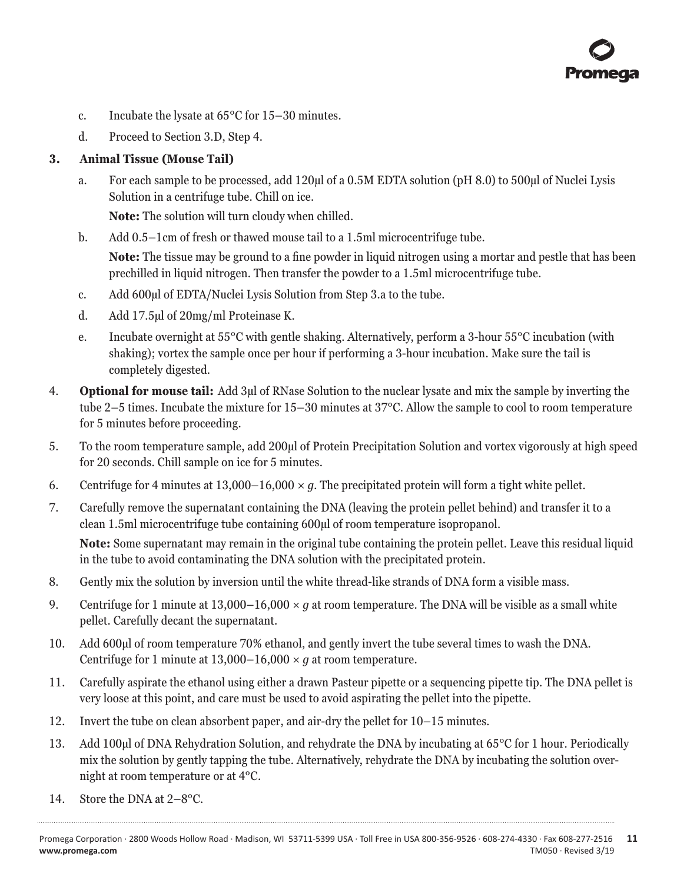c. Incubate the lysate at 65°C for 15–30 minutes.

d. Proceed to Section 3.D, Step 4.

**3. Animal Tissue (Mouse Tail)**

a. For each sample to be processed, add 120µl of a 0.5M EDTA solution (pH 8.0) to 500µl of Nuclei Lysis Solution in a centrifuge tube. Chill on ice.

**Note:** The solution will turn cloudy when chilled.

b. Add 0.5–1cm of fresh or thawed mouse tail to a 1.5ml microcentrifuge tube.

**Note:** The tissue may be ground to a fine powder in liquid nitrogen using a mortar and pestle that has been prechilled in liquid nitrogen. Then transfer the powder to a 1.5ml microcentrifuge tube.

c. Add 600µl of EDTA/Nuclei Lysis Solution from Step 3.a to the tube.

d. Add 17.5µl of 20mg/ml Proteinase K.

e. Incubate overnight at 55°C with gentle shaking. Alternatively, perform a 3-hour 55°C incubation (with shaking); vortex the sample once per hour if performing a 3-hour incubation. Make sure the tail is completely digested.

4. **Optional for mouse tail:** Add 3µl of RNase Solution to the nuclear lysate and mix the sample by inverting the tube 2–5 times. Incubate the mixture for 15–30 minutes at 37°C. Allow the sample to cool to room temperature for 5 minutes before proceeding.

5. To the room temperature sample, add 200µl of Protein Precipitation Solution and vortex vigorously at high speed for 20 seconds. Chill sample on ice for 5 minutes.

6. Centrifuge for 4 minutes at 13,000–16,000 × *g*. The precipitated protein will form a tight white pellet.

7. Carefully remove the supernatant containing the DNA (leaving the protein pellet behind) and transfer it to a clean 1.5ml microcentrifuge tube containing 600µl of room temperature isopropanol.

**Note:** Some supernatant may remain in the original tube containing the protein pellet. Leave this residual liquid in the tube to avoid contaminating the DNA solution with the precipitated protein.

8. Gently mix the solution by inversion until the white thread-like strands of DNA form a visible mass.

9. Centrifuge for 1 minute at 13,000–16,000 × *g* at room temperature. The DNA will be visible as a small white pellet. Carefully decant the supernatant.

10. Add 600µl of room temperature 70% ethanol, and gently invert the tube several times to wash the DNA. Centrifuge for 1 minute at 13,000–16,000 × *g* at room temperature.

11. Carefully aspirate the ethanol using either a drawn Pasteur pipette or a sequencing pipette tip. The DNA pellet is very loose at this point, and care must be used to avoid aspirating the pellet into the pipette.

12. Invert the tube on clean absorbent paper, and air-dry the pellet for 10–15 minutes.

13. Add 100µl of DNA Rehydration Solution, and rehydrate the DNA by incubating at 65°C for 1 hour. Periodically mix the solution by gently tapping the tube. Alternatively, rehydrate the DNA by incubating the solution overnight at room temperature or at 4°C.

14. Store the DNA at 2–8°C.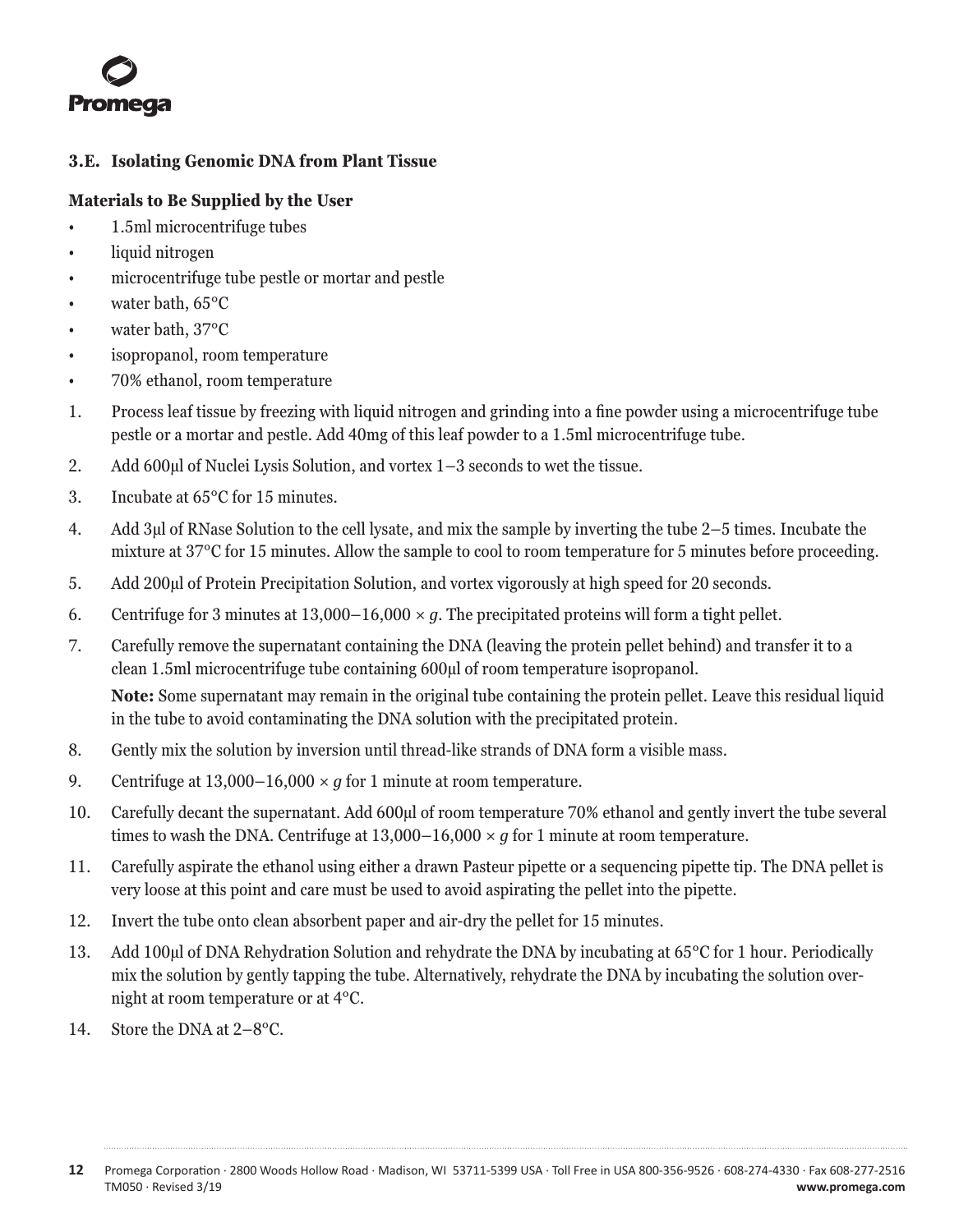### 3.E. Isolating Genomic DNA from Plant Tissue

**Materials to Be Supplied by the User**

- 1.5ml microcentrifuge tubes
- liquid nitrogen
- microcentrifuge tube pestle or mortar and pestle
- water bath, 65°C
- water bath, 37°C
- isopropanol, room temperature
- 70% ethanol, room temperature

1. Process leaf tissue by freezing with liquid nitrogen and grinding into a fine powder using a microcentrifuge tube pestle or a mortar and pestle. Add 40mg of this leaf powder to a 1.5ml microcentrifuge tube.
2. Add 600µl of Nuclei Lysis Solution, and vortex 1–3 seconds to wet the tissue.
3. Incubate at 65°C for 15 minutes.
4. Add 3µl of RNase Solution to the cell lysate, and mix the sample by inverting the tube 2–5 times. Incubate the mixture at 37°C for 15 minutes. Allow the sample to cool to room temperature for 5 minutes before proceeding.
5. Add 200µl of Protein Precipitation Solution, and vortex vigorously at high speed for 20 seconds.
6. Centrifuge for 3 minutes at 13,000–16,000 × *g*. The precipitated proteins will form a tight pellet.
7. Carefully remove the supernatant containing the DNA (leaving the protein pellet behind) and transfer it to a clean 1.5ml microcentrifuge tube containing 600µl of room temperature isopropanol.

   **Note:** Some supernatant may remain in the original tube containing the protein pellet. Leave this residual liquid in the tube to avoid contaminating the DNA solution with the precipitated protein.
8. Gently mix the solution by inversion until thread-like strands of DNA form a visible mass.
9. Centrifuge at 13,000–16,000 × *g* for 1 minute at room temperature.
10. Carefully decant the supernatant. Add 600µl of room temperature 70% ethanol and gently invert the tube several times to wash the DNA. Centrifuge at 13,000–16,000 × *g* for 1 minute at room temperature.
11. Carefully aspirate the ethanol using either a drawn Pasteur pipette or a sequencing pipette tip. The DNA pellet is very loose at this point and care must be used to avoid aspirating the pellet into the pipette.
12. Invert the tube onto clean absorbent paper and air-dry the pellet for 15 minutes.
13. Add 100µl of DNA Rehydration Solution and rehydrate the DNA by incubating at 65°C for 1 hour. Periodically mix the solution by gently tapping the tube. Alternatively, rehydrate the DNA by incubating the solution overnight at room temperature or at 4°C.
14. Store the DNA at 2–8°C.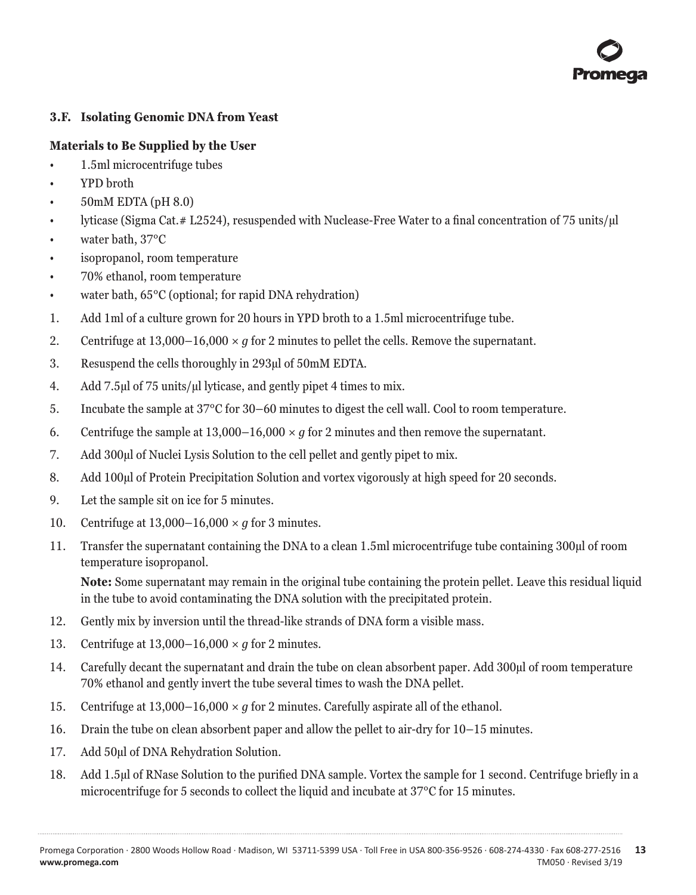### 3.F. Isolating Genomic DNA from Yeast

**Materials to Be Supplied by the User**

- 1.5ml microcentrifuge tubes
- YPD broth
- 50mM EDTA (pH 8.0)
- lyticase (Sigma Cat.# L2524), resuspended with Nuclease-Free Water to a final concentration of 75 units/µl
- water bath, 37°C
- isopropanol, room temperature
- 70% ethanol, room temperature
- water bath, 65°C (optional; for rapid DNA rehydration)

1. Add 1ml of a culture grown for 20 hours in YPD broth to a 1.5ml microcentrifuge tube.
2. Centrifuge at 13,000–16,000 × *g* for 2 minutes to pellet the cells. Remove the supernatant.
3. Resuspend the cells thoroughly in 293µl of 50mM EDTA.
4. Add 7.5µl of 75 units/µl lyticase, and gently pipet 4 times to mix.
5. Incubate the sample at 37°C for 30–60 minutes to digest the cell wall. Cool to room temperature.
6. Centrifuge the sample at 13,000–16,000 × *g* for 2 minutes and then remove the supernatant.
7. Add 300µl of Nuclei Lysis Solution to the cell pellet and gently pipet to mix.
8. Add 100µl of Protein Precipitation Solution and vortex vigorously at high speed for 20 seconds.
9. Let the sample sit on ice for 5 minutes.
10. Centrifuge at 13,000–16,000 × *g* for 3 minutes.
11. Transfer the supernatant containing the DNA to a clean 1.5ml microcentrifuge tube containing 300µl of room temperature isopropanol.

    **Note:** Some supernatant may remain in the original tube containing the protein pellet. Leave this residual liquid in the tube to avoid contaminating the DNA solution with the precipitated protein.

12. Gently mix by inversion until the thread-like strands of DNA form a visible mass.
13. Centrifuge at 13,000–16,000 × *g* for 2 minutes.
14. Carefully decant the supernatant and drain the tube on clean absorbent paper. Add 300µl of room temperature 70% ethanol and gently invert the tube several times to wash the DNA pellet.
15. Centrifuge at 13,000–16,000 × *g* for 2 minutes. Carefully aspirate all of the ethanol.
16. Drain the tube on clean absorbent paper and allow the pellet to air-dry for 10–15 minutes.
17. Add 50µl of DNA Rehydration Solution.
18. Add 1.5µl of RNase Solution to the purified DNA sample. Vortex the sample for 1 second. Centrifuge briefly in a microcentrifuge for 5 seconds to collect the liquid and incubate at 37°C for 15 minutes.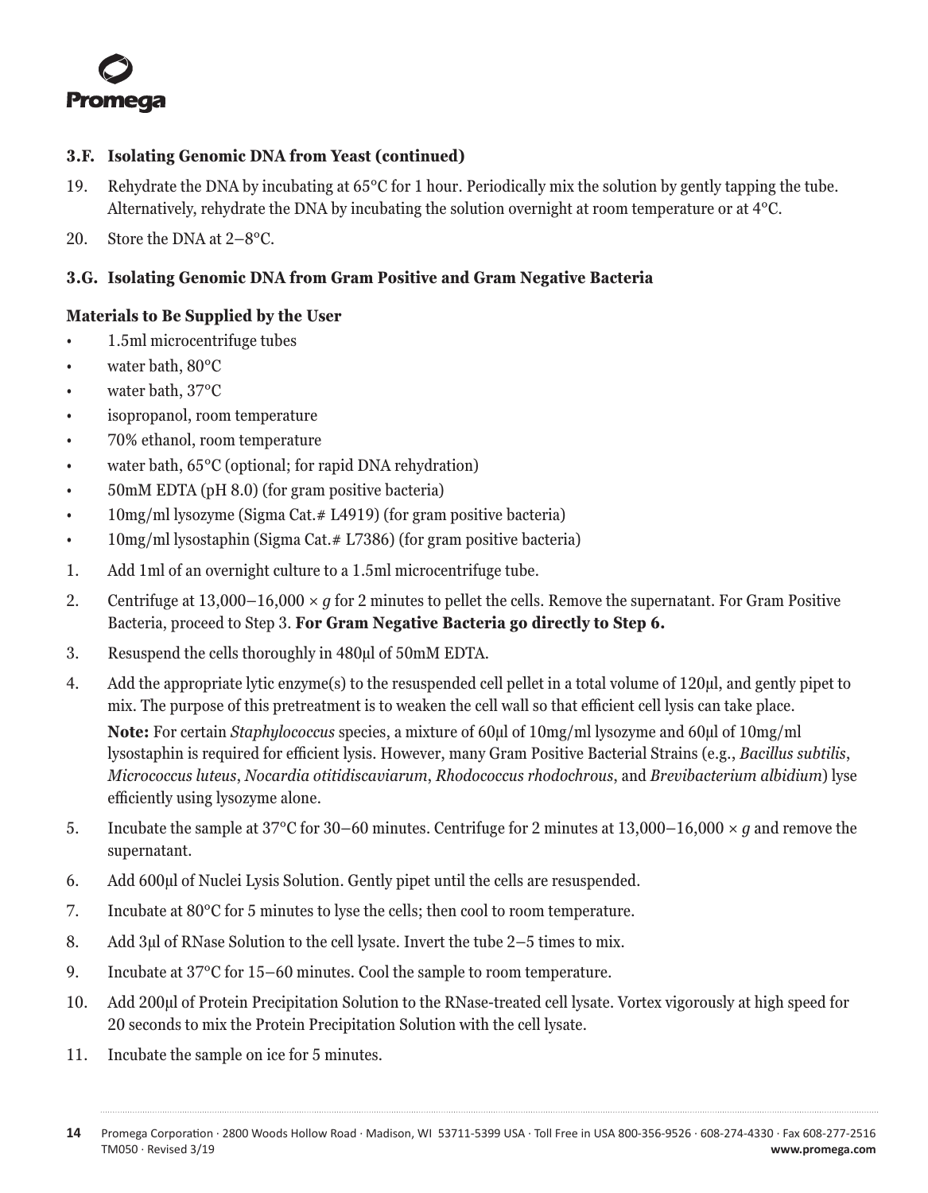### 3.F. Isolating Genomic DNA from Yeast (continued)

19. Rehydrate the DNA by incubating at 65°C for 1 hour. Periodically mix the solution by gently tapping the tube. Alternatively, rehydrate the DNA by incubating the solution overnight at room temperature or at 4°C.
20. Store the DNA at 2–8°C.

### 3.G. Isolating Genomic DNA from Gram Positive and Gram Negative Bacteria

**Materials to Be Supplied by the User**

- 1.5ml microcentrifuge tubes
- water bath, 80°C
- water bath, 37°C
- isopropanol, room temperature
- 70% ethanol, room temperature
- water bath, 65°C (optional; for rapid DNA rehydration)
- 50mM EDTA (pH 8.0) (for gram positive bacteria)
- 10mg/ml lysozyme (Sigma Cat.# L4919) (for gram positive bacteria)
- 10mg/ml lysostaphin (Sigma Cat.# L7386) (for gram positive bacteria)

1. Add 1ml of an overnight culture to a 1.5ml microcentrifuge tube.
2. Centrifuge at 13,000–16,000 × *g* for 2 minutes to pellet the cells. Remove the supernatant. For Gram Positive Bacteria, proceed to Step 3. **For Gram Negative Bacteria go directly to Step 6.**
3. Resuspend the cells thoroughly in 480µl of 50mM EDTA.
4. Add the appropriate lytic enzyme(s) to the resuspended cell pellet in a total volume of 120µl, and gently pipet to mix. The purpose of this pretreatment is to weaken the cell wall so that efficient cell lysis can take place.

   **Note:** For certain *Staphylococcus* species, a mixture of 60µl of 10mg/ml lysozyme and 60µl of 10mg/ml lysostaphin is required for efficient lysis. However, many Gram Positive Bacterial Strains (e.g., *Bacillus subtilis*, *Micrococcus luteus*, *Nocardia otitidiscaviarum*, *Rhodococcus rhodochrous*, and *Brevibacterium albidium*) lyse efficiently using lysozyme alone.

5. Incubate the sample at 37°C for 30–60 minutes. Centrifuge for 2 minutes at 13,000–16,000 × *g* and remove the supernatant.
6. Add 600µl of Nuclei Lysis Solution. Gently pipet until the cells are resuspended.
7. Incubate at 80°C for 5 minutes to lyse the cells; then cool to room temperature.
8. Add 3µl of RNase Solution to the cell lysate. Invert the tube 2–5 times to mix.
9. Incubate at 37°C for 15–60 minutes. Cool the sample to room temperature.
10. Add 200µl of Protein Precipitation Solution to the RNase-treated cell lysate. Vortex vigorously at high speed for 20 seconds to mix the Protein Precipitation Solution with the cell lysate.
11. Incubate the sample on ice for 5 minutes.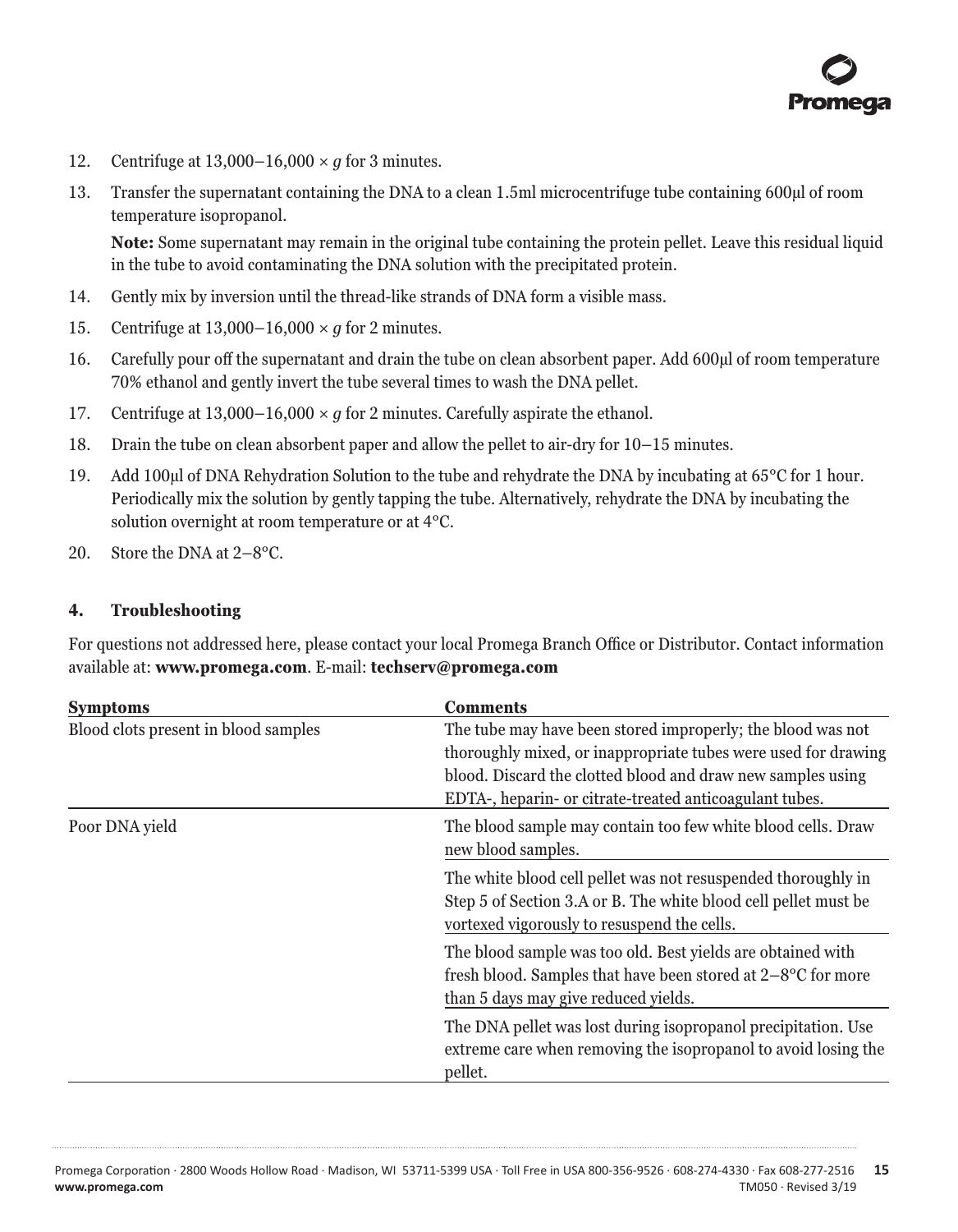12. Centrifuge at 13,000–16,000 × *g* for 3 minutes.
13. Transfer the supernatant containing the DNA to a clean 1.5ml microcentrifuge tube containing 600µl of room temperature isopropanol.

    **Note:** Some supernatant may remain in the original tube containing the protein pellet. Leave this residual liquid in the tube to avoid contaminating the DNA solution with the precipitated protein.
14. Gently mix by inversion until the thread-like strands of DNA form a visible mass.
15. Centrifuge at 13,000–16,000 × *g* for 2 minutes.
16. Carefully pour off the supernatant and drain the tube on clean absorbent paper. Add 600µl of room temperature 70% ethanol and gently invert the tube several times to wash the DNA pellet.
17. Centrifuge at 13,000–16,000 × *g* for 2 minutes. Carefully aspirate the ethanol.
18. Drain the tube on clean absorbent paper and allow the pellet to air-dry for 10–15 minutes.
19. Add 100µl of DNA Rehydration Solution to the tube and rehydrate the DNA by incubating at 65°C for 1 hour. Periodically mix the solution by gently tapping the tube. Alternatively, rehydrate the DNA by incubating the solution overnight at room temperature or at 4°C.
20. Store the DNA at 2–8°C.

## 4. Troubleshooting

For questions not addressed here, please contact your local Promega Branch Office or Distributor. Contact information available at: **www.promega.com**. E-mail: **techserv@promega.com**

| Symptoms | Comments |
|---|---|
| Blood clots present in blood samples | The tube may have been stored improperly; the blood was not thoroughly mixed, or inappropriate tubes were used for drawing blood. Discard the clotted blood and draw new samples using EDTA-, heparin- or citrate-treated anticoagulant tubes. |
| Poor DNA yield | The blood sample may contain too few white blood cells. Draw new blood samples. |
| | The white blood cell pellet was not resuspended thoroughly in Step 5 of Section 3.A or B. The white blood cell pellet must be vortexed vigorously to resuspend the cells. |
| | The blood sample was too old. Best yields are obtained with fresh blood. Samples that have been stored at 2–8°C for more than 5 days may give reduced yields. |
| | The DNA pellet was lost during isopropanol precipitation. Use extreme care when removing the isopropanol to avoid losing the pellet. |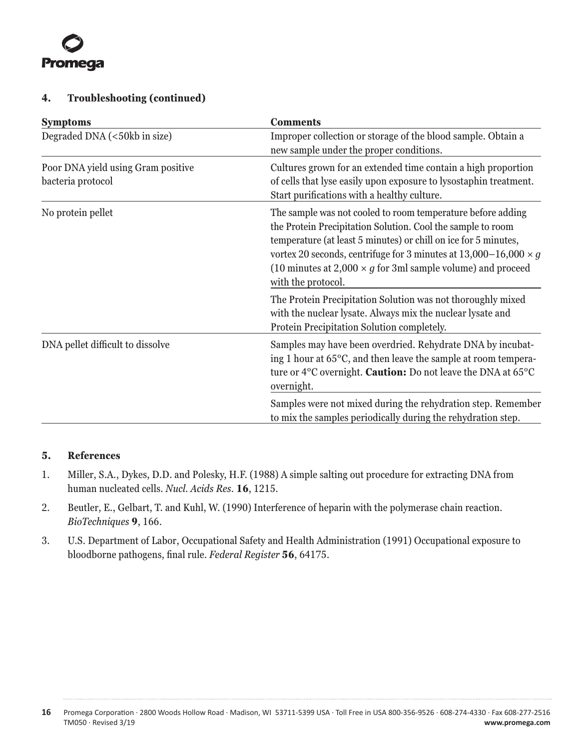## 4. Troubleshooting (continued)

| Symptoms | Comments |
|---|---|
| Degraded DNA (<50kb in size) | Improper collection or storage of the blood sample. Obtain a new sample under the proper conditions. |
| Poor DNA yield using Gram positive bacteria protocol | Cultures grown for an extended time contain a high proportion of cells that lyse easily upon exposure to lysostaphin treatment. Start purifications with a healthy culture. |
| No protein pellet | The sample was not cooled to room temperature before adding the Protein Precipitation Solution. Cool the sample to room temperature (at least 5 minutes) or chill on ice for 5 minutes, vortex 20 seconds, centrifuge for 3 minutes at 13,000–16,000 × *g* (10 minutes at 2,000 × *g* for 3ml sample volume) and proceed with the protocol. |
| | The Protein Precipitation Solution was not thoroughly mixed with the nuclear lysate. Always mix the nuclear lysate and Protein Precipitation Solution completely. |
| DNA pellet difficult to dissolve | Samples may have been overdried. Rehydrate DNA by incubating 1 hour at 65°C, and then leave the sample at room temperature or 4°C overnight. **Caution:** Do not leave the DNA at 65°C overnight. |
| | Samples were not mixed during the rehydration step. Remember to mix the samples periodically during the rehydration step. |

## 5. References

1. Miller, S.A., Dykes, D.D. and Polesky, H.F. (1988) A simple salting out procedure for extracting DNA from human nucleated cells. *Nucl. Acids Res.* **16**, 1215.
2. Beutler, E., Gelbart, T. and Kuhl, W. (1990) Interference of heparin with the polymerase chain reaction. *BioTechniques* **9**, 166.
3. U.S. Department of Labor, Occupational Safety and Health Administration (1991) Occupational exposure to bloodborne pathogens, final rule. *Federal Register* **56**, 64175.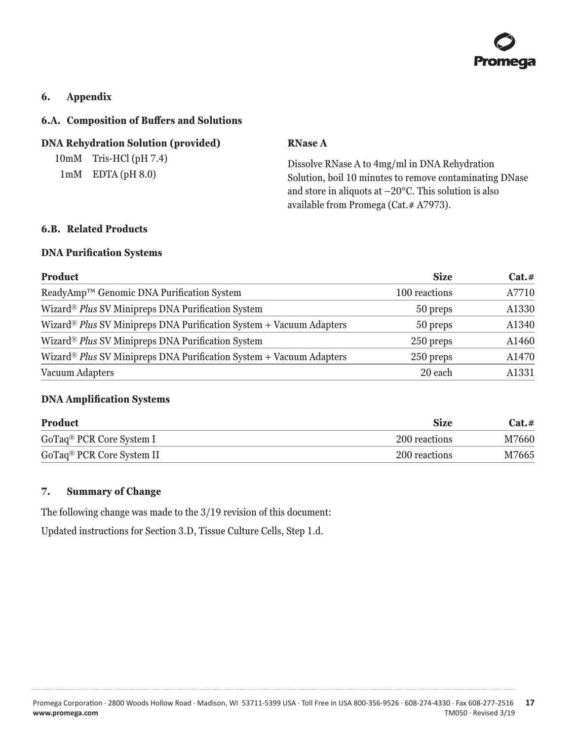## 6. Appendix

### 6.A. Composition of Buffers and Solutions

**DNA Rehydration Solution (provided)**

10mM Tris-HCl (pH 7.4)
1mM EDTA (pH 8.0)

**RNase A**

Dissolve RNase A to 4mg/ml in DNA Rehydration Solution, boil 10 minutes to remove contaminating DNase and store in aliquots at –20°C. This solution is also available from Promega (Cat.# A7973).

### 6.B. Related Products

**DNA Purification Systems**

| Product | Size | Cat.# |
|---|---|---|
| ReadyAmp™ Genomic DNA Purification System | 100 reactions | A7710 |
| Wizard® *Plus* SV Minipreps DNA Purification System | 50 preps | A1330 |
| Wizard® *Plus* SV Minipreps DNA Purification System + Vacuum Adapters | 50 preps | A1340 |
| Wizard® *Plus* SV Minipreps DNA Purification System | 250 preps | A1460 |
| Wizard® *Plus* SV Minipreps DNA Purification System + Vacuum Adapters | 250 preps | A1470 |
| Vacuum Adapters | 20 each | A1331 |

**DNA Amplification Systems**

| Product | Size | Cat.# |
|---|---|---|
| GoTaq® PCR Core System I | 200 reactions | M7660 |
| GoTaq® PCR Core System II | 200 reactions | M7665 |

## 7. Summary of Change

The following change was made to the 3/19 revision of this document:

Updated instructions for Section 3.D, Tissue Culture Cells, Step 1.d.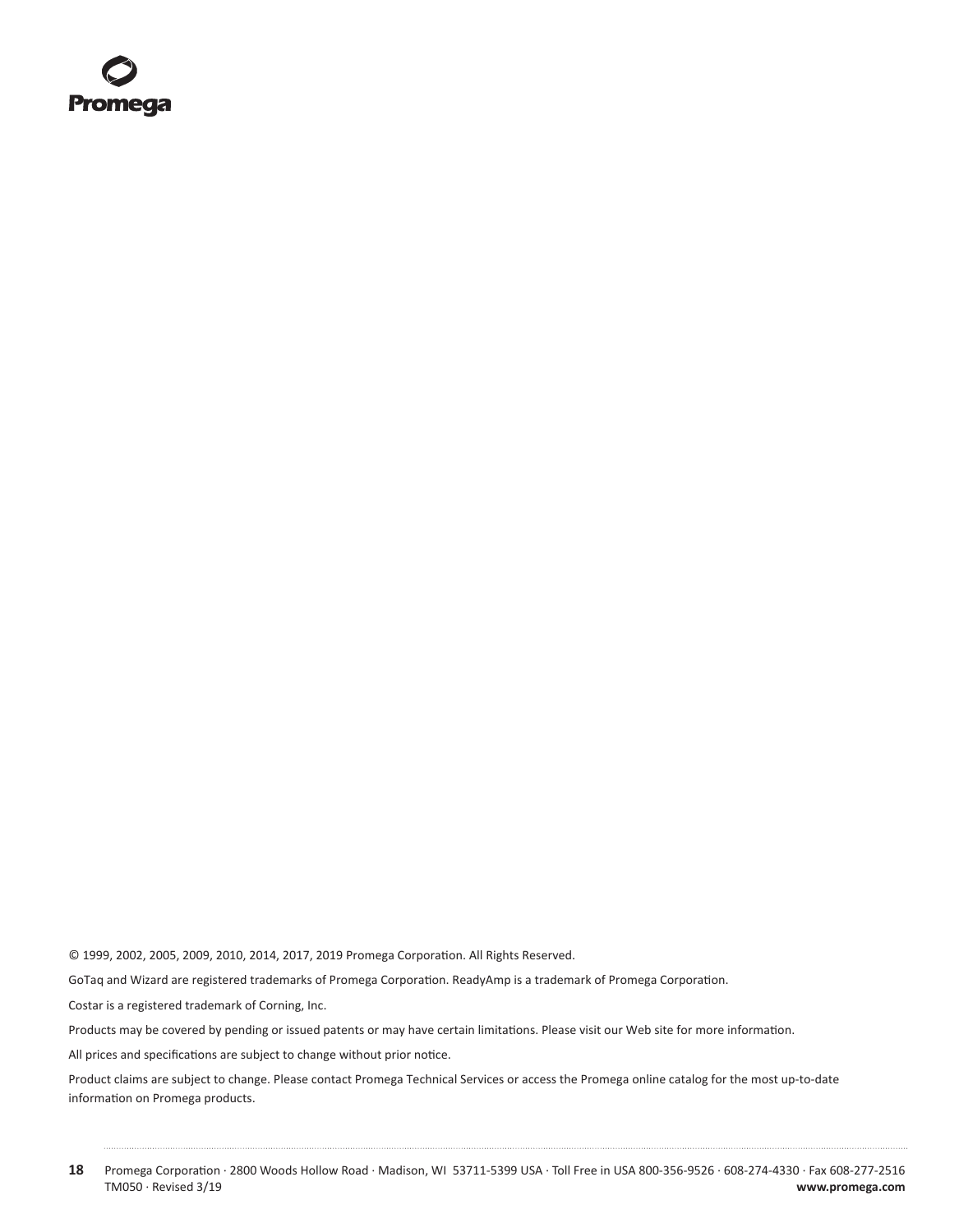© 1999, 2002, 2005, 2009, 2010, 2014, 2017, 2019 Promega Corporation. All Rights Reserved.

GoTaq and Wizard are registered trademarks of Promega Corporation. ReadyAmp is a trademark of Promega Corporation.

Costar is a registered trademark of Corning, Inc.

Products may be covered by pending or issued patents or may have certain limitations. Please visit our Web site for more information.

All prices and specifications are subject to change without prior notice.

Product claims are subject to change. Please contact Promega Technical Services or access the Promega online catalog for the most up-to-date information on Promega products.